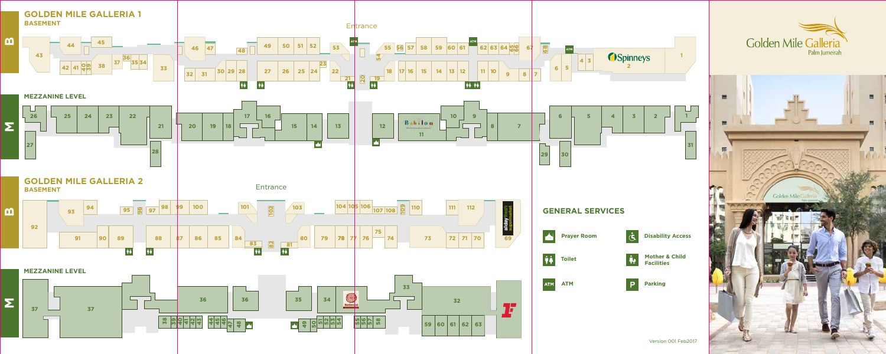# GOLDEN MILE GALLERIA 1

## BASEMENT

Entrance

ATM

43 44 45 42 41 40 39 38 37 36 35 34 33 46 47 48 32 31 30 29 28 49 50 51 52 27 26 25 24 23 53 22 21 20 19 54 55 56 57 58 59 60 61 18 17 16 15 14 13 12 62 63 64 65 66 11 10 9 8 67 68 7 6 5 4 3 Spinneys 2 1

## MEZZANINE LEVEL

26 27 25 24 23 22 21 28 20 19 18 17 16 15 14 13 12 Babilou 11 10 9 8 7 6 5 4 3 2 1 29 30 31

# GOLDEN MILE GALLERIA 2

## BASEMENT

Entrance

92 93 94 95 96 97 98 99 100 91 90 89 88 87 86 85 84 83 82 81 101 102 103 80 79 78 77 76 75 74 104 105 106 107 108 109 110 73 72 71 70 111 112 69 allday fresh supermarket

## MEZZANINE LEVEL

37 37 38 39 40 41 42 43 44 45 46 47 48 36 36 35 34 49 50 51 52 53 54 55 56 57 58 33 32 59 60 61 62 63

## GENERAL SERVICES

- Prayer Room
- Disability Access
- Toilet
- Mother & Child Facilities
- ATM
- Parking

Golden Mile Galleria Palm Jumeirah

Version 001 Feb2017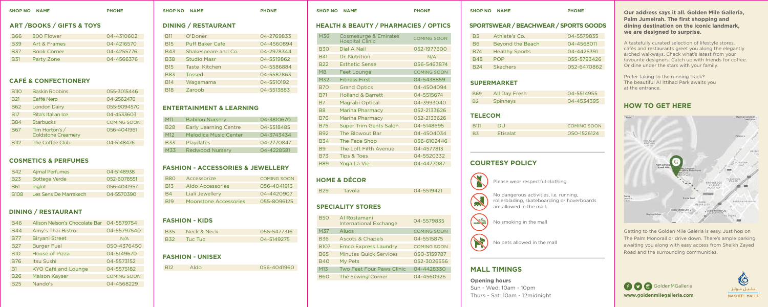## ART /BOOKS / GIFTS & TOYS

| SHOP NO | NAME | PHONE |
|---|---|---|
| B66 | 800 Flower | 04-4310602 |
| B39 | Art & Frames | 04-4216570 |
| B37 | Book Corner | 04-4255776 |
| B31 | Party Zone | 04-4566376 |

## CAFÉ & CONFECTIONERY

| SHOP NO | NAME | PHONE |
|---|---|---|
| B110 | Baskin Robbins | 055-3015446 |
| B21 | Caffé Nero | 04-2562476 |
| B62 | London Dairy | 055-9094570 |
| B17 | Rita's Italian Ice | 04-4533603 |
| B84 | Starbucks | COMING SOON |
| B67 | Tim Horton's / Coldstone Creamery | 056-4041961 |
| B112 | The Coffee Club | 04-5148476 |

## COSMETICS & PERFUMES

| SHOP NO | NAME | PHONE |
|---|---|---|
| B42 | Ajmal Perfumes | 04-5148938 |
| B23 | Bottega Verde | 052-6078551 |
| B61 | Inglot | 056-4041957 |
| B108 | Les Sens De Marrakech | 04-5570390 |

## DINING / RESTAURANT

| SHOP NO | NAME | PHONE |
|---|---|---|
| B46 | Alison Nelson's Chocolate Bar | 04-5579754 |
| B44 | Amy's Thai Bistro | 04-55797540 |
| B77 | Biryani Street | N/A |
| B27 | Burger Fuel | 050-4376450 |
| B10 | House of Pizza | 04-5149670 |
| B76 | Itsu Sushi | 04-5573152 |
| B1 | KYO Café and Lounge | 04-5575182 |
| B26 | Maison Kayser | COMING SOON |
| B25 | Nando's | 04-4568229 |
| B11 | O'Doner | 04-2769833 |
| B15 | Puff Baker Café | 04-4560894 |
| B43 | Shakespeare and Co. | 04-2978344 |
| B38 | Studio Masr | 04-5519862 |
| B15 | Taste Kitchen | 04-5586884 |
| B83 | Tossed | 04-5587863 |
| B14 | Wagamama | 04-5510192 |
| B18 | Zaroob | 04-5513883 |

## ENTERTAINMENT & LEARNING

| SHOP NO | NAME | PHONE |
|---|---|---|
| M11 | Babilou Nursery | 04-3810670 |
| B28 | Early Learning Centre | 04-5518485 |
| M12 | Melodica Music Center | 04-3743434 |
| B33 | Playdates | 04-2770847 |
| M33 | Redwood Nursery | 04-4228581 |

## FASHION - ACCESSORIES & JEWELLERY

| SHOP NO | NAME | PHONE |
|---|---|---|
| B80 | Accessorize | COMING SOON |
| B13 | Aldo Accessories | 056-4041913 |
| B4 | Liali Jewellery | 04-4420907 |
| B19 | Moonstone Accessories | 055-8096125 |

## FASHION - KIDS

| SHOP NO | NAME | PHONE |
|---|---|---|
| B35 | Neck & Neck | 055-5477316 |
| B32 | Tuc Tuc | 04-5149275 |

## FASHION - UNISEX

| SHOP NO | NAME | PHONE |
|---|---|---|
| B12 | Aldo | 056-4041960 |

## HEALTH & BEAUTY / PHARMACIES / OPTICS

| SHOP NO | NAME | PHONE |
|---|---|---|
| M36 | Cosmesurge & Emirates Hospital Clinic | COMING SOON |
| B30 | Dial A Nail | 052-1977600 |
| B41 | Dr. Nutrition | N/A |
| B22 | Esthetic Sense | 056-5463874 |
| M8 | Feet Lounge | COMING SOON |
| M32 | Fitness First | 04-5438859 |
| B70 | Grand Optics | 04-4504094 |
| B71 | Holland & Barrett | 04-5515674 |
| B7 | Magrabi Optical | 04-3993040 |
| B8 | Marina Pharmacy | 052-2133626 |
| B76 | Marina Pharmacy | 052-2133626 |
| B75 | Super Trim Gents Salon | 04-5148695 |
| B92 | The Blowout Bar | 04-4504034 |
| B34 | The Face Shop | 056-6102446 |
| B9 | The Loft Fifth Avenue | 04-4577813 |
| B73 | Tips & Toes | 04-5520332 |
| B89 | Yoga La Vie | 04-4477087 |

## HOME & DÉCOR

| SHOP NO | NAME | PHONE |
|---|---|---|
| B29 | Tavola | 04-5519421 |

## SPECIALITY STORES

| SHOP NO | NAME | PHONE |
|---|---|---|
| B50 | Al Rostamani International Exchange | 04-5579835 |
| M37 | Aluos | COMING SOON |
| B36 | Ascots & Chapels | 04-5515875 |
| B107 | Emco Express Laundry | COMING SOON |
| B65 | Minutes Quick Services | 050-3159787 |
| B40 | My Pets | 052-3026556 |
| M13 | Two Feet Four Paws Clinic | 04-4428330 |
| B60 | The Sewing Corner | 04-4560926 |

## SPORTSWEAR / BEACHWEAR / SPORTS GOODS

| SHOP NO | NAME | PHONE |
|---|---|---|
| B5 | Athlete's Co. | 04-5579835 |
| B6 | Beyond the Beach | 04-4568011 |
| B74 | Healthy Sports | 04-4425391 |
| B48 | POP | 055-5793426 |
| B24 | Skechers | 052-6470862 |

## SUPERMARKET

| SHOP NO | NAME | PHONE |
|---|---|---|
| B69 | All Day Fresh | 04-5514955 |
| B2 | Spinneys | 04-4534395 |

## TELECOM

| SHOP NO | NAME | PHONE |
|---|---|---|
| B111 | DU | COMING SOON |
| B3 | Etisalat | 050-1526124 |

## COURTESY POLICY

Please wear respectful clothing.

No dangerous activities, i.e. running, rollerblading, skateboarding or hoverboards are allowed in the mall.

No smoking in the mall

No pets allowed in the mall

## MALL TIMINGS

**Opening hours**

Sun - Wed: 10am - 10pm

Thurs - Sat: 10am - 12midnight

**Our address says it all. Golden Mile Galleria, Palm Jumeirah. The first shopping and dining destination on the iconic landmark, we are designed to surprise.**

A tastefully curated selection of lifestyle stores, cafés and restaurants greet you along the elegantly arched walkways. Check what's latest from your favourite designers. Catch up with friends for coffee. Or dine under the stars with your family.

Prefer taking to the running track? The beautiful Al Ittihad Park awaits you at the entrance.

## HOW TO GET HERE

Getting to the Golden Mile Galleria is easy. Just hop on The Palm Monorail or drive down. There's ample parking awaiting you along with easy access from Sheikh Zayed Road and the surrounding communities.

GoldenMGalleria

www.goldenmilegalleria.com

نخيل مولز

NAKHEEL MALLS